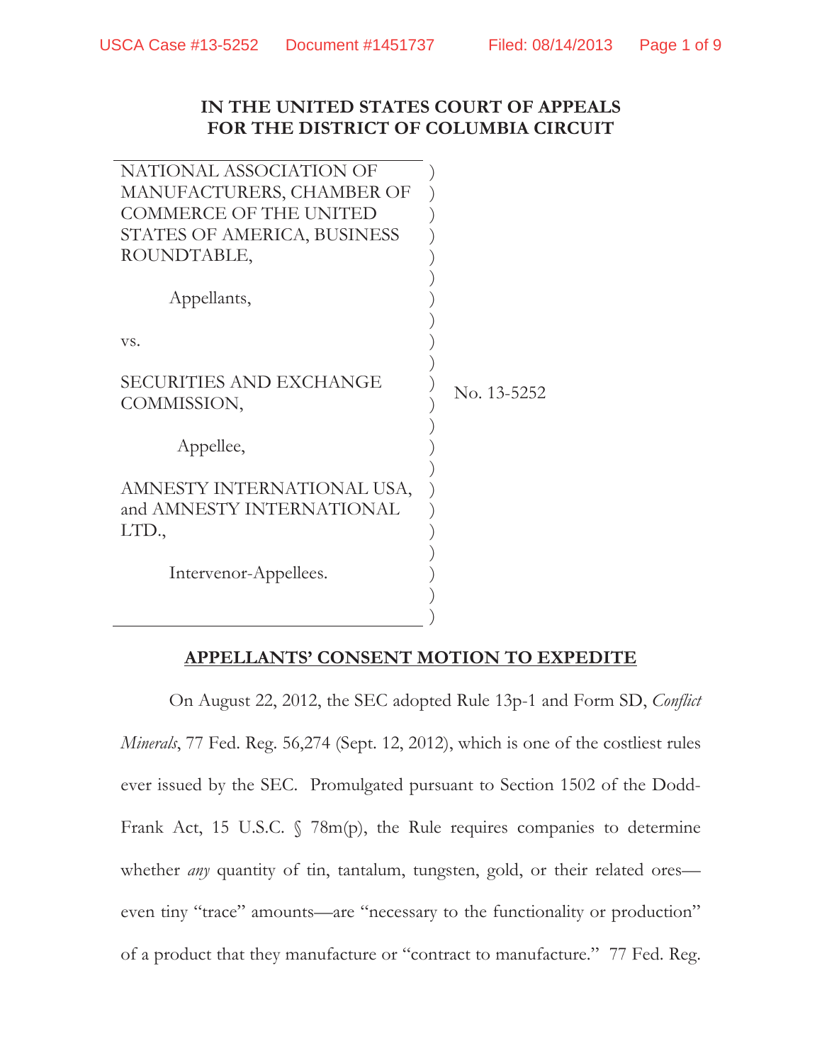**IN THE UNITED STATES COURT OF APPEALS FOR THE DISTRICT OF COLUMBIA CIRCUIT**

| | |
|---|---|
| NATIONAL ASSOCIATION OF MANUFACTURERS, CHAMBER OF COMMERCE OF THE UNITED STATES OF AMERICA, BUSINESS ROUNDTABLE,<br><br>Appellants,<br><br>vs.<br><br>SECURITIES AND EXCHANGE COMMISSION,<br><br>Appellee,<br><br>AMNESTY INTERNATIONAL USA, and AMNESTY INTERNATIONAL LTD.,<br><br>Intervenor-Appellees. | No. 13-5252 |

**APPELLANTS' CONSENT MOTION TO EXPEDITE**

On August 22, 2012, the SEC adopted Rule 13p-1 and Form SD, *Conflict Minerals*, 77 Fed. Reg. 56,274 (Sept. 12, 2012), which is one of the costliest rules ever issued by the SEC. Promulgated pursuant to Section 1502 of the Dodd-Frank Act, 15 U.S.C. § 78m(p), the Rule requires companies to determine whether *any* quantity of tin, tantalum, tungsten, gold, or their related ores—even tiny "trace" amounts—are "necessary to the functionality or production" of a product that they manufacture or "contract to manufacture." 77 Fed. Reg.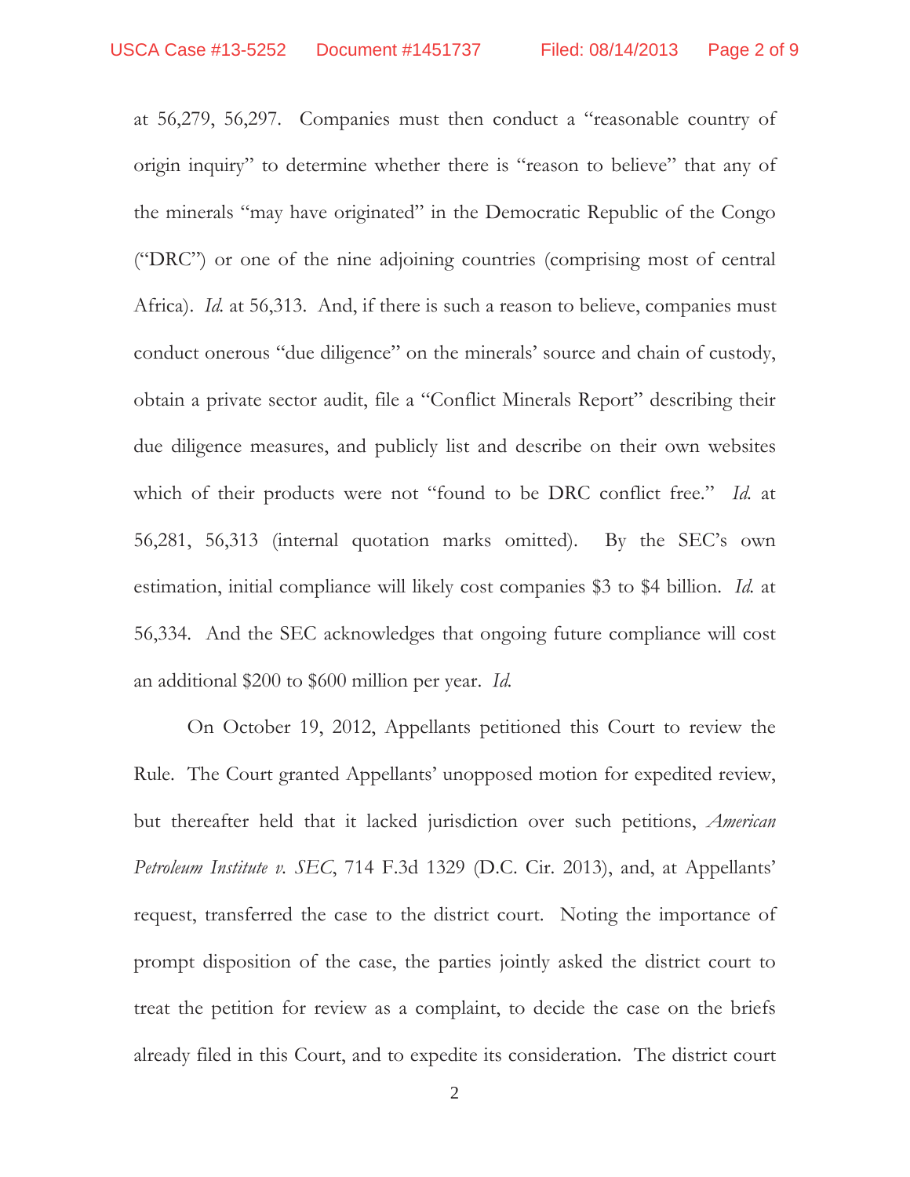at 56,279, 56,297. Companies must then conduct a "reasonable country of origin inquiry" to determine whether there is "reason to believe" that any of the minerals "may have originated" in the Democratic Republic of the Congo ("DRC") or one of the nine adjoining countries (comprising most of central Africa). *Id.* at 56,313. And, if there is such a reason to believe, companies must conduct onerous "due diligence" on the minerals' source and chain of custody, obtain a private sector audit, file a "Conflict Minerals Report" describing their due diligence measures, and publicly list and describe on their own websites which of their products were not "found to be DRC conflict free." *Id.* at 56,281, 56,313 (internal quotation marks omitted). By the SEC's own estimation, initial compliance will likely cost companies $3 to $4 billion. *Id.* at 56,334. And the SEC acknowledges that ongoing future compliance will cost an additional $200 to $600 million per year. *Id.*

On October 19, 2012, Appellants petitioned this Court to review the Rule. The Court granted Appellants' unopposed motion for expedited review, but thereafter held that it lacked jurisdiction over such petitions, *American Petroleum Institute v. SEC*, 714 F.3d 1329 (D.C. Cir. 2013), and, at Appellants' request, transferred the case to the district court. Noting the importance of prompt disposition of the case, the parties jointly asked the district court to treat the petition for review as a complaint, to decide the case on the briefs already filed in this Court, and to expedite its consideration. The district court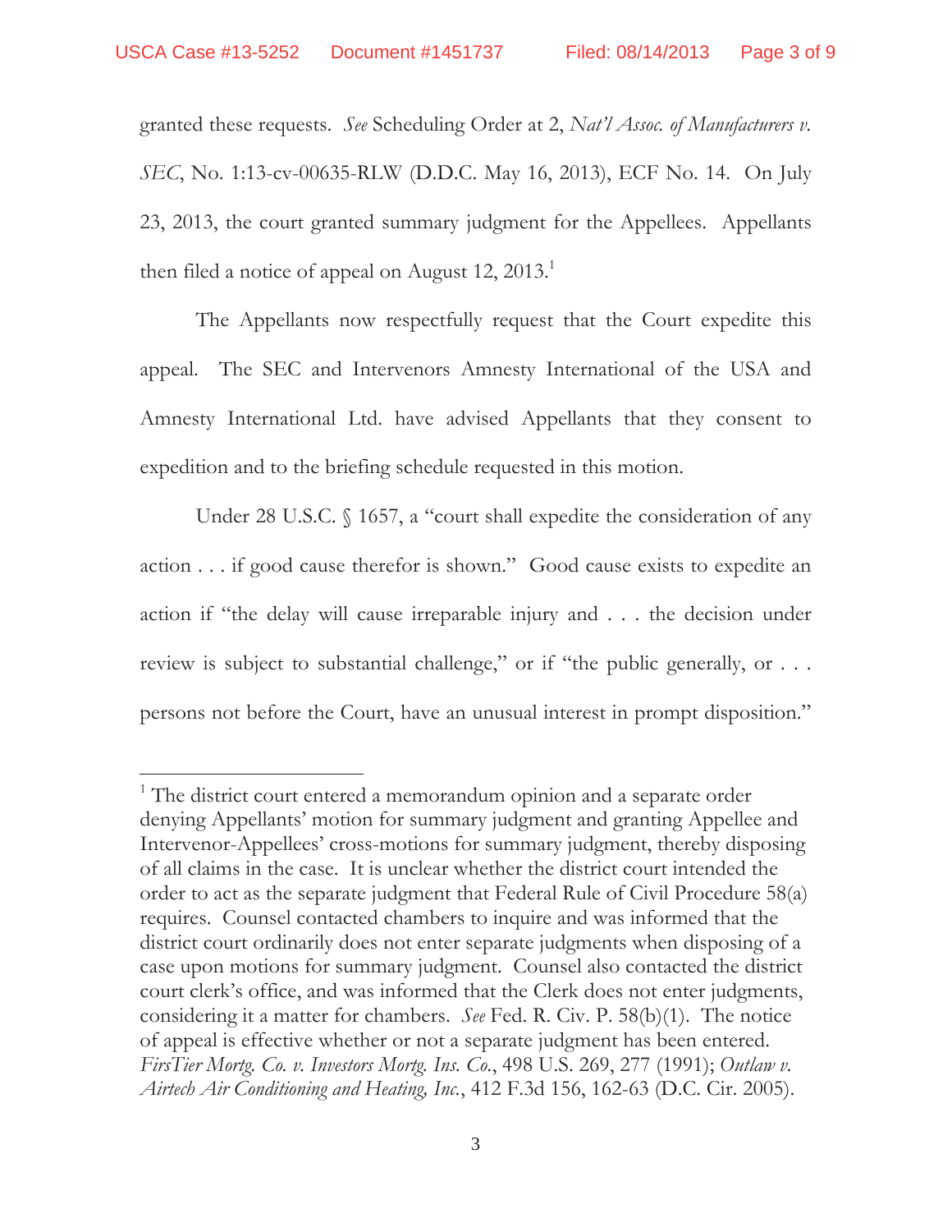granted these requests. *See* Scheduling Order at 2, *Nat'l Assoc. of Manufacturers v. SEC*, No. 1:13-cv-00635-RLW (D.D.C. May 16, 2013), ECF No. 14. On July 23, 2013, the court granted summary judgment for the Appellees. Appellants then filed a notice of appeal on August 12, 2013.[1]

The Appellants now respectfully request that the Court expedite this appeal. The SEC and Intervenors Amnesty International of the USA and Amnesty International Ltd. have advised Appellants that they consent to expedition and to the briefing schedule requested in this motion.

Under 28 U.S.C. § 1657, a "court shall expedite the consideration of any action . . . if good cause therefor is shown." Good cause exists to expedite an action if "the delay will cause irreparable injury and . . . the decision under review is subject to substantial challenge," or if "the public generally, or . . . persons not before the Court, have an unusual interest in prompt disposition."

---

[1] The district court entered a memorandum opinion and a separate order denying Appellants' motion for summary judgment and granting Appellee and Intervenor-Appellees' cross-motions for summary judgment, thereby disposing of all claims in the case. It is unclear whether the district court intended the order to act as the separate judgment that Federal Rule of Civil Procedure 58(a) requires. Counsel contacted chambers to inquire and was informed that the district court ordinarily does not enter separate judgments when disposing of a case upon motions for summary judgment. Counsel also contacted the district court clerk's office, and was informed that the Clerk does not enter judgments, considering it a matter for chambers. *See* Fed. R. Civ. P. 58(b)(1). The notice of appeal is effective whether or not a separate judgment has been entered. *FirsTier Mortg. Co. v. Investors Mortg. Ins. Co.*, 498 U.S. 269, 277 (1991); *Outlaw v. Airtech Air Conditioning and Heating, Inc.*, 412 F.3d 156, 162-63 (D.C. Cir. 2005).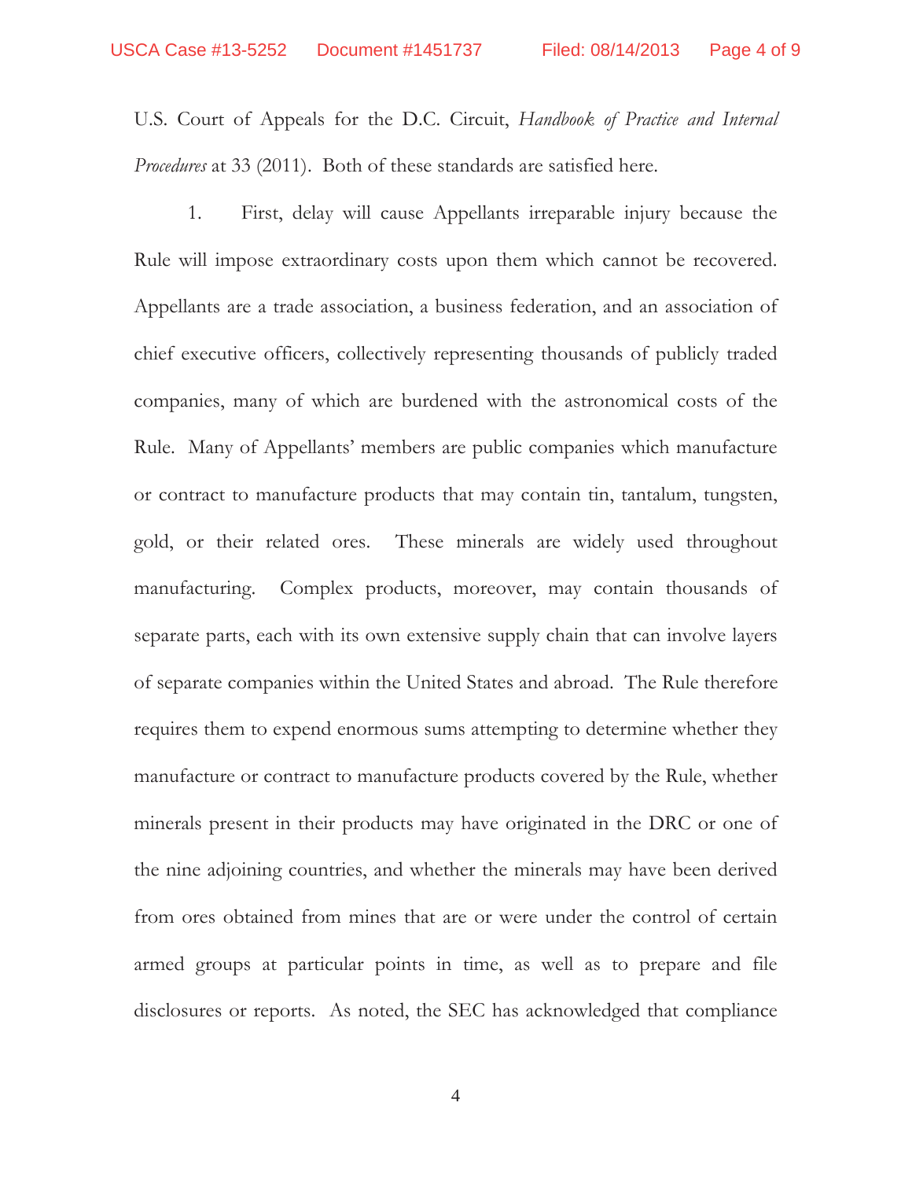U.S. Court of Appeals for the D.C. Circuit, *Handbook of Practice and Internal Procedures* at 33 (2011). Both of these standards are satisfied here.

1. First, delay will cause Appellants irreparable injury because the Rule will impose extraordinary costs upon them which cannot be recovered. Appellants are a trade association, a business federation, and an association of chief executive officers, collectively representing thousands of publicly traded companies, many of which are burdened with the astronomical costs of the Rule. Many of Appellants' members are public companies which manufacture or contract to manufacture products that may contain tin, tantalum, tungsten, gold, or their related ores. These minerals are widely used throughout manufacturing. Complex products, moreover, may contain thousands of separate parts, each with its own extensive supply chain that can involve layers of separate companies within the United States and abroad. The Rule therefore requires them to expend enormous sums attempting to determine whether they manufacture or contract to manufacture products covered by the Rule, whether minerals present in their products may have originated in the DRC or one of the nine adjoining countries, and whether the minerals may have been derived from ores obtained from mines that are or were under the control of certain armed groups at particular points in time, as well as to prepare and file disclosures or reports. As noted, the SEC has acknowledged that compliance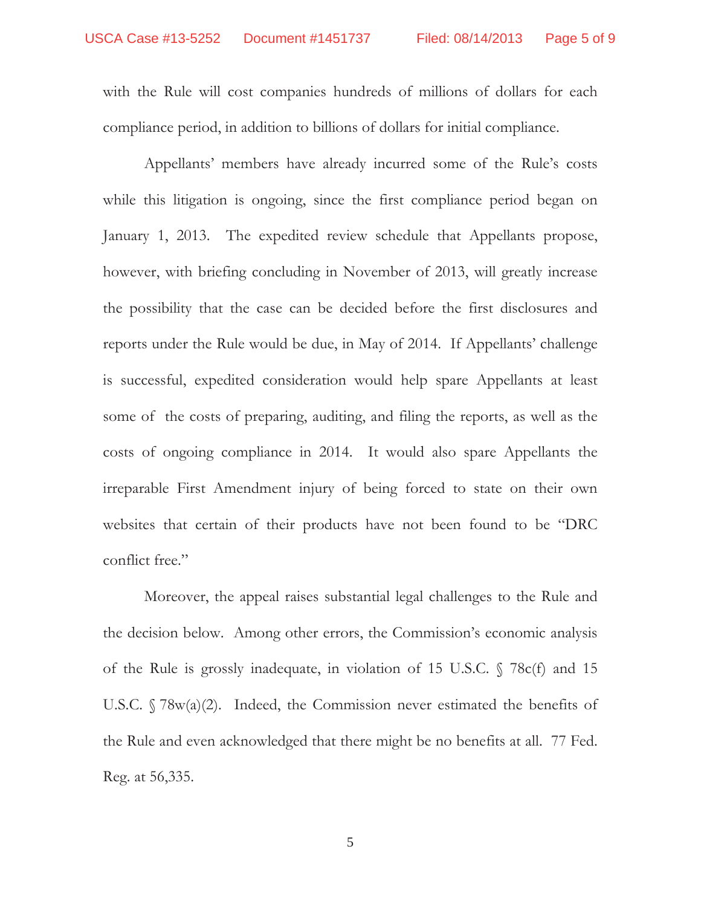with the Rule will cost companies hundreds of millions of dollars for each compliance period, in addition to billions of dollars for initial compliance.

Appellants' members have already incurred some of the Rule's costs while this litigation is ongoing, since the first compliance period began on January 1, 2013. The expedited review schedule that Appellants propose, however, with briefing concluding in November of 2013, will greatly increase the possibility that the case can be decided before the first disclosures and reports under the Rule would be due, in May of 2014. If Appellants' challenge is successful, expedited consideration would help spare Appellants at least some of the costs of preparing, auditing, and filing the reports, as well as the costs of ongoing compliance in 2014. It would also spare Appellants the irreparable First Amendment injury of being forced to state on their own websites that certain of their products have not been found to be "DRC conflict free."

Moreover, the appeal raises substantial legal challenges to the Rule and the decision below. Among other errors, the Commission's economic analysis of the Rule is grossly inadequate, in violation of 15 U.S.C. § 78c(f) and 15 U.S.C. § 78w(a)(2). Indeed, the Commission never estimated the benefits of the Rule and even acknowledged that there might be no benefits at all. 77 Fed. Reg. at 56,335.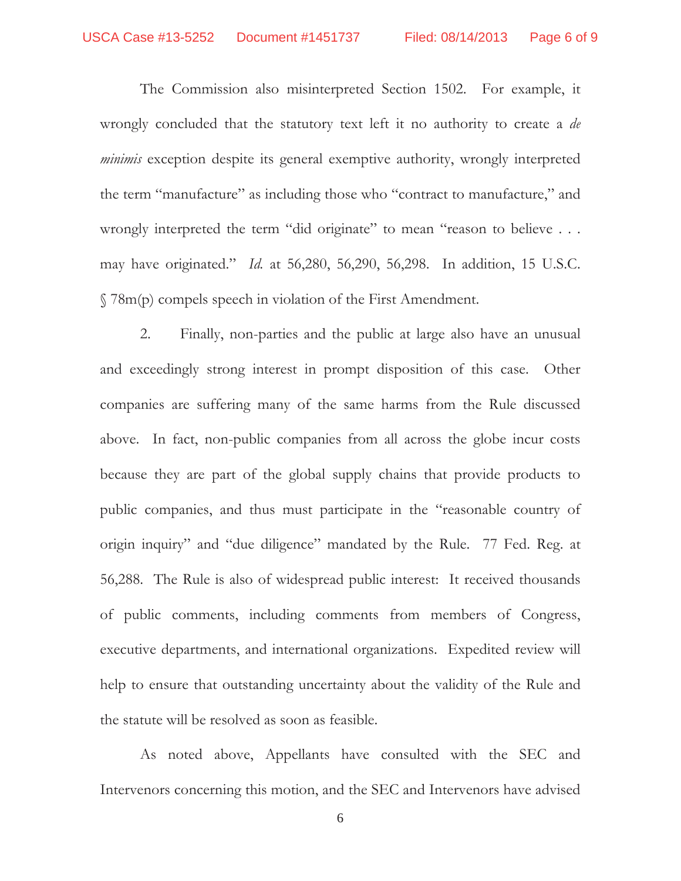The Commission also misinterpreted Section 1502. For example, it wrongly concluded that the statutory text left it no authority to create a *de minimis* exception despite its general exemptive authority, wrongly interpreted the term "manufacture" as including those who "contract to manufacture," and wrongly interpreted the term "did originate" to mean "reason to believe . . . may have originated." *Id.* at 56,280, 56,290, 56,298. In addition, 15 U.S.C. § 78m(p) compels speech in violation of the First Amendment.

2. Finally, non-parties and the public at large also have an unusual and exceedingly strong interest in prompt disposition of this case. Other companies are suffering many of the same harms from the Rule discussed above. In fact, non-public companies from all across the globe incur costs because they are part of the global supply chains that provide products to public companies, and thus must participate in the "reasonable country of origin inquiry" and "due diligence" mandated by the Rule. 77 Fed. Reg. at 56,288. The Rule is also of widespread public interest: It received thousands of public comments, including comments from members of Congress, executive departments, and international organizations. Expedited review will help to ensure that outstanding uncertainty about the validity of the Rule and the statute will be resolved as soon as feasible.

As noted above, Appellants have consulted with the SEC and Intervenors concerning this motion, and the SEC and Intervenors have advised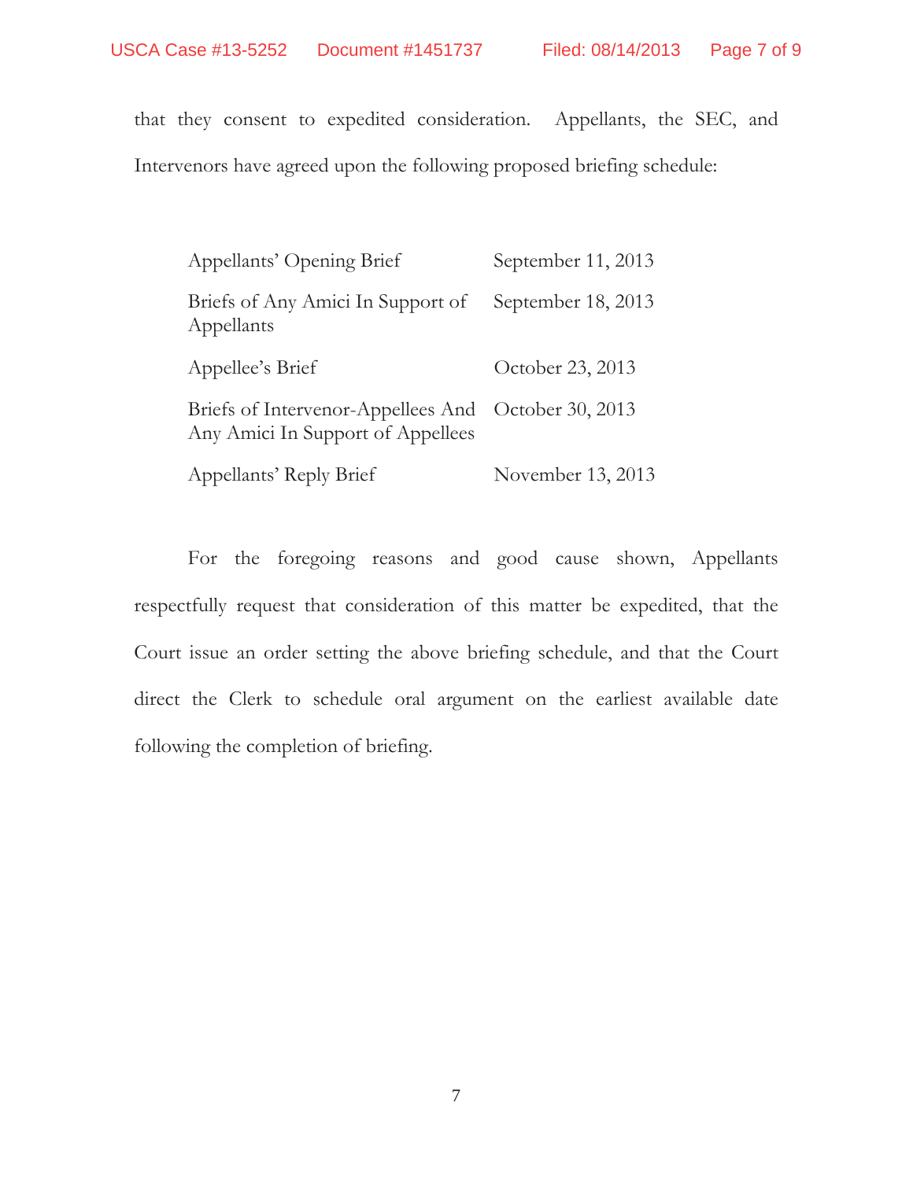that they consent to expedited consideration. Appellants, the SEC, and Intervenors have agreed upon the following proposed briefing schedule:

| | |
|---|---|
| Appellants' Opening Brief | September 11, 2013 |
| Briefs of Any Amici In Support of Appellants | September 18, 2013 |
| Appellee's Brief | October 23, 2013 |
| Briefs of Intervenor-Appellees And Any Amici In Support of Appellees | October 30, 2013 |
| Appellants' Reply Brief | November 13, 2013 |

For the foregoing reasons and good cause shown, Appellants respectfully request that consideration of this matter be expedited, that the Court issue an order setting the above briefing schedule, and that the Court direct the Clerk to schedule oral argument on the earliest available date following the completion of briefing.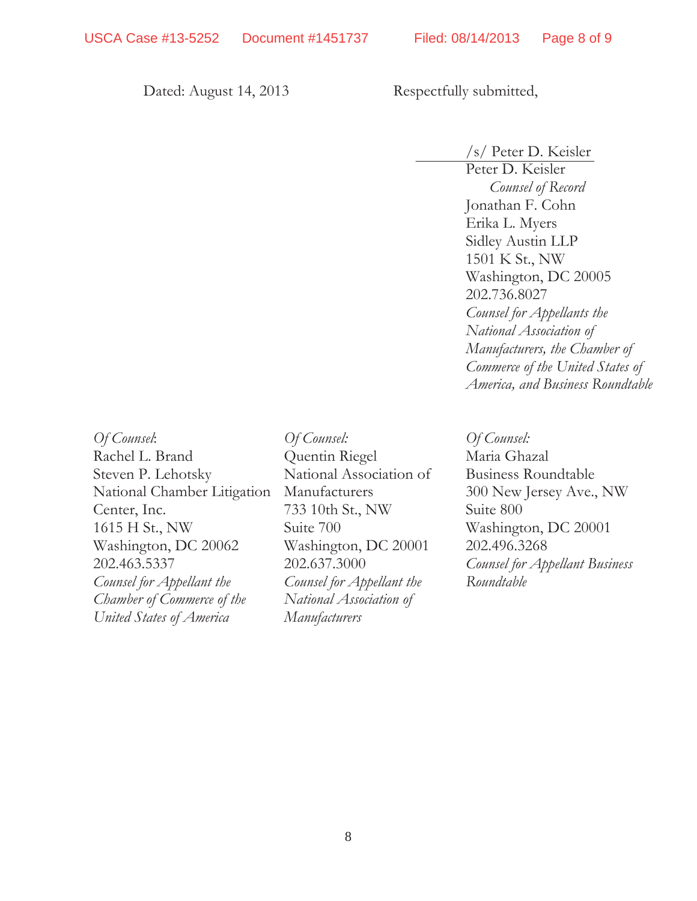Dated: August 14, 2013

Respectfully submitted,

/s/ Peter D. Keisler

Peter D. Keisler
*Counsel of Record*
Jonathan F. Cohn
Erika L. Myers
Sidley Austin LLP
1501 K St., NW
Washington, DC 20005
202.736.8027
*Counsel for Appellants the National Association of Manufacturers, the Chamber of Commerce of the United States of America, and Business Roundtable*

*Of Counsel*:
Rachel L. Brand
Steven P. Lehotsky
National Chamber Litigation Center, Inc.
1615 H St., NW
Washington, DC 20062
202.463.5337
*Counsel for Appellant the Chamber of Commerce of the United States of America*

*Of Counsel:*
Quentin Riegel
National Association of Manufacturers
733 10th St., NW
Suite 700
Washington, DC 20001
202.637.3000
*Counsel for Appellant the National Association of Manufacturers*

*Of Counsel:*
Maria Ghazal
Business Roundtable
300 New Jersey Ave., NW
Suite 800
Washington, DC 20001
202.496.3268
*Counsel for Appellant Business Roundtable*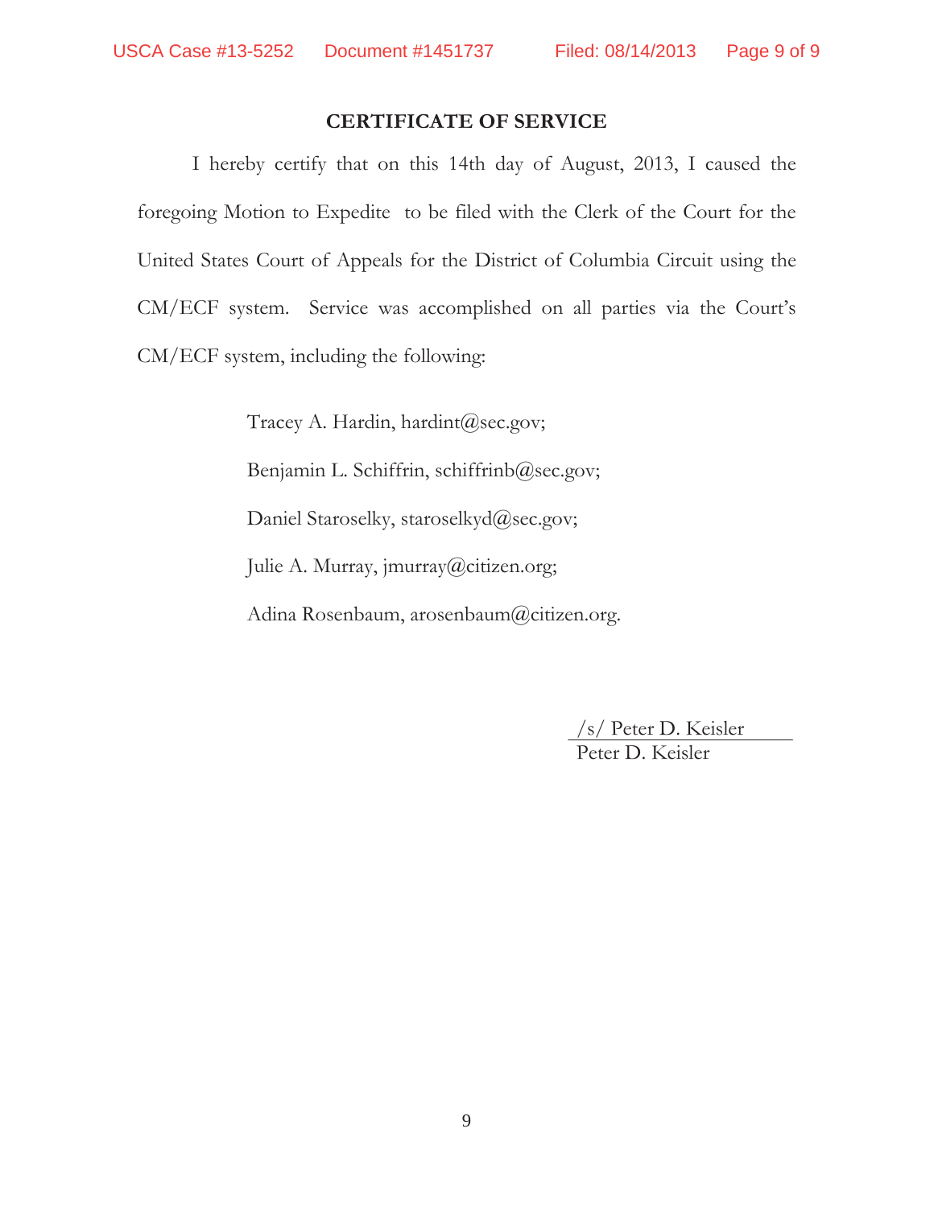## CERTIFICATE OF SERVICE

I hereby certify that on this 14th day of August, 2013, I caused the foregoing Motion to Expedite to be filed with the Clerk of the Court for the United States Court of Appeals for the District of Columbia Circuit using the CM/ECF system. Service was accomplished on all parties via the Court's CM/ECF system, including the following:

Tracey A. Hardin, hardint@sec.gov;

Benjamin L. Schiffrin, schiffrinb@sec.gov;

Daniel Staroselky, staroselkyd@sec.gov;

Julie A. Murray, jmurray@citizen.org;

Adina Rosenbaum, arosenbaum@citizen.org.

/s/ Peter D. Keisler
Peter D. Keisler